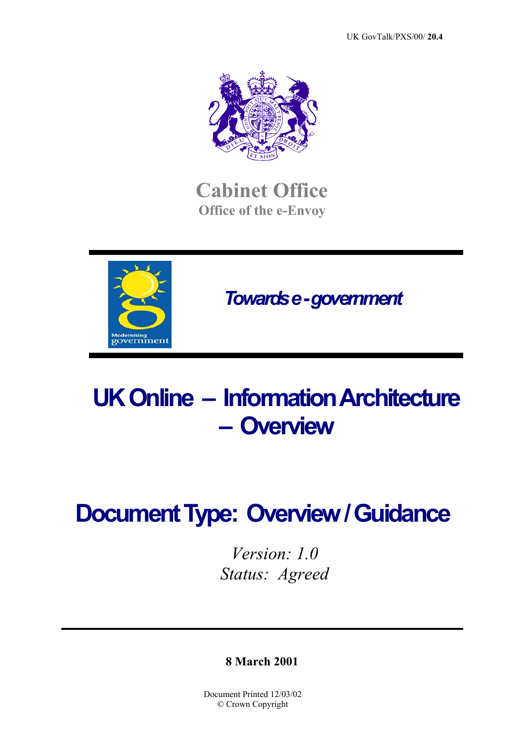UK GovTalk/PXS/00/ **20.4**

# Cabinet Office

**Office of the e-Envoy**

Modernising government

***Towards e-government***

# UK Online – Information Architecture – Overview

# Document Type: Overview / Guidance

*Version: 1.0*

*Status: Agreed*

**8 March 2001**

Document Printed 12/03/02

© Crown Copyright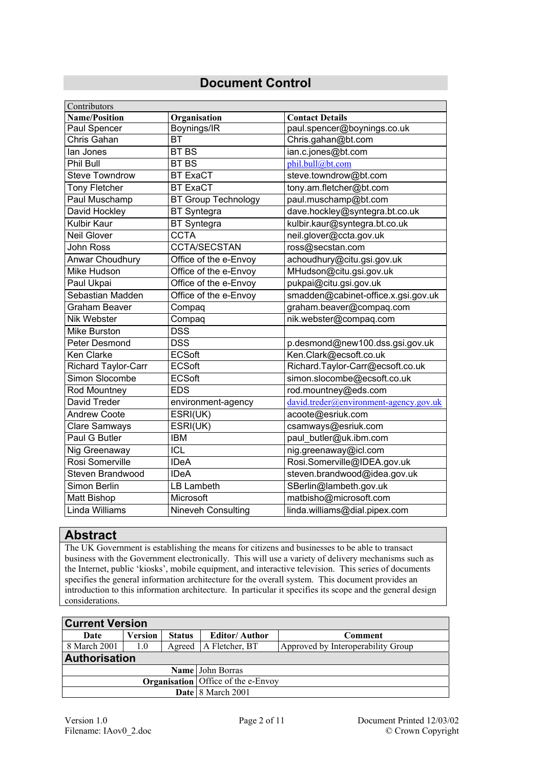# Document Control

| Contributors | | |
|---|---|---|
| **Name/Position** | **Organisation** | **Contact Details** |
| Paul Spencer | Boynings/IR | paul.spencer@boynings.co.uk |
| Chris Gahan | BT | Chris.gahan@bt.com |
| Ian Jones | BT BS | ian.c.jones@bt.com |
| Phil Bull | BT BS | phil.bull@bt.com |
| Steve Towndrow | BT ExaCT | steve.towndrow@bt.com |
| Tony Fletcher | BT ExaCT | tony.am.fletcher@bt.com |
| Paul Muschamp | BT Group Technology | paul.muschamp@bt.com |
| David Hockley | BT Syntegra | dave.hockley@syntegra.bt.co.uk |
| Kulbir Kaur | BT Syntegra | kulbir.kaur@syntegra.bt.co.uk |
| Neil Glover | CCTA | neil.glover@ccta.gov.uk |
| John Ross | CCTA/SECSTAN | ross@secstan.com |
| Anwar Choudhury | Office of the e-Envoy | achoudhury@citu.gsi.gov.uk |
| Mike Hudson | Office of the e-Envoy | MHudson@citu.gsi.gov.uk |
| Paul Ukpai | Office of the e-Envoy | pukpai@citu.gsi.gov.uk |
| Sebastian Madden | Office of the e-Envoy | smadden@cabinet-office.x.gsi.gov.uk |
| Graham Beaver | Compaq | graham.beaver@compaq.com |
| Nik Webster | Compaq | nik.webster@compaq.com |
| Mike Burston | DSS | |
| Peter Desmond | DSS | p.desmond@new100.dss.gsi.gov.uk |
| Ken Clarke | ECSoft | Ken.Clark@ecsoft.co.uk |
| Richard Taylor-Carr | ECSoft | Richard.Taylor-Carr@ecsoft.co.uk |
| Simon Slocombe | ECSoft | simon.slocombe@ecsoft.co.uk |
| Rod Mountney | EDS | rod.mountney@eds.com |
| David Treder | environment-agency | david.treder@environment-agency.gov.uk |
| Andrew Coote | ESRI(UK) | acoote@esriuk.com |
| Clare Samways | ESRI(UK) | csamways@esriuk.com |
| Paul G Butler | IBM | paul_butler@uk.ibm.com |
| Nig Greenaway | ICL | nig.greenaway@icl.com |
| Rosi Somerville | IDeA | Rosi.Somerville@IDEA.gov.uk |
| Steven Brandwood | IDeA | steven.brandwood@idea.gov.uk |
| Simon Berlin | LB Lambeth | SBerlin@lambeth.gov.uk |
| Matt Bishop | Microsoft | matbisho@microsoft.com |
| Linda Williams | Nineveh Consulting | linda.williams@dial.pipex.com |

## Abstract

The UK Government is establishing the means for citizens and businesses to be able to transact business with the Government electronically. This will use a variety of delivery mechanisms such as the Internet, public 'kiosks', mobile equipment, and interactive television. This series of documents specifies the general information architecture for the overall system. This document provides an introduction to this information architecture. In particular it specifies its scope and the general design considerations.

## Current Version

| Date | Version | Status | Editor/ Author | Comment |
|---|---|---|---|---|
| 8 March 2001 | 1.0 | Agreed | A Fletcher, BT | Approved by Interoperability Group |

## Authorisation

| | |
|---|---|
| **Name** | John Borras |
| **Organisation** | Office of the e-Envoy |
| **Date** | 8 March 2001 |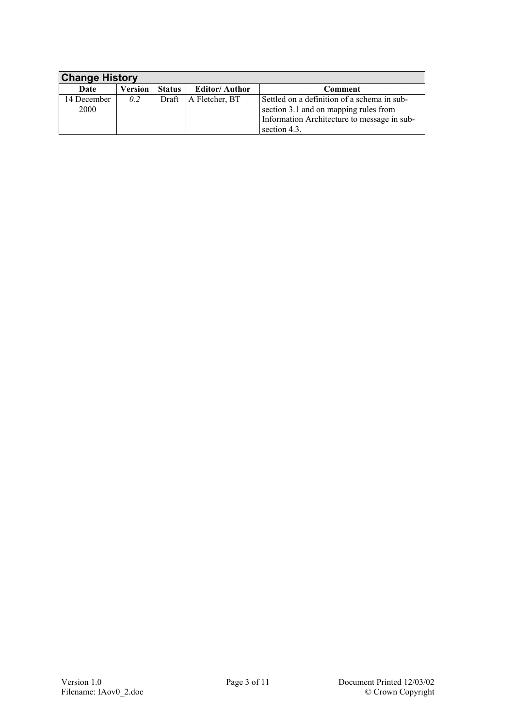| **Change History** | | | | |
|---|---|---|---|---|
| **Date** | **Version** | **Status** | **Editor/ Author** | **Comment** |
| 14 December 2000 | *0.2* | Draft | A Fletcher, BT | Settled on a definition of a schema in sub-section 3.1 and on mapping rules from Information Architecture to message in sub-section 4.3. |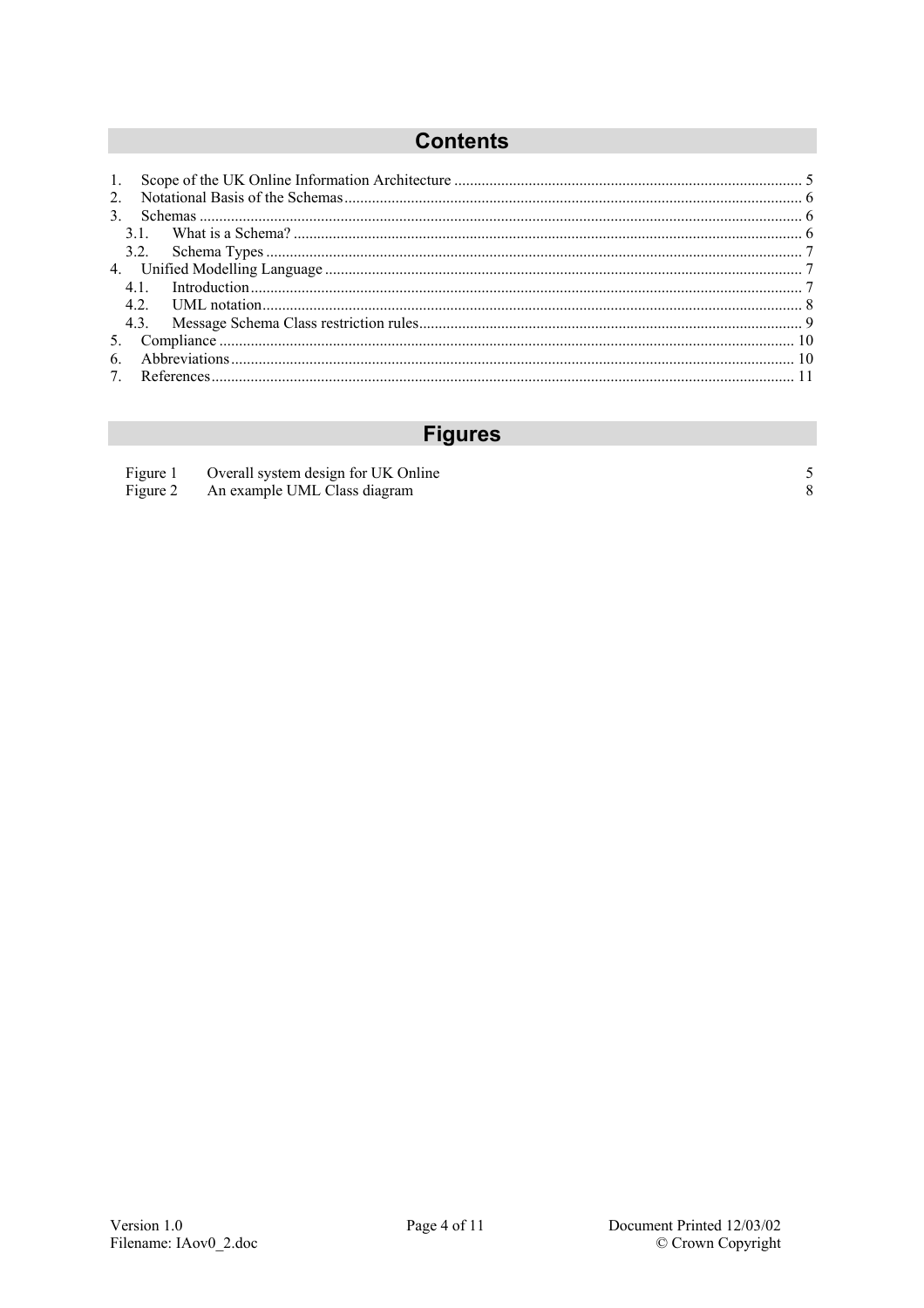# Contents

1. Scope of the UK Online Information Architecture ........................................................................................ 5
2. Notational Basis of the Schemas................................................................................................................... 6
3. Schemas ........................................................................................................................................................ 6
   - 3.1. What is a Schema? ................................................................................................................................ 6
   - 3.2. Schema Types ........................................................................................................................................ 7
4. Unified Modelling Language ......................................................................................................................... 7
   - 4.1. Introduction ........................................................................................................................................... 7
   - 4.2. UML notation ........................................................................................................................................ 8
   - 4.3. Message Schema Class restriction rules ................................................................................................. 9
5. Compliance ................................................................................................................................................. 10
6. Abbreviations .............................................................................................................................................. 10
7. References ................................................................................................................................................... 11

# Figures

| | | |
|---|---|---|
| Figure 1 | Overall system design for UK Online | 5 |
| Figure 2 | An example UML Class diagram | 8 |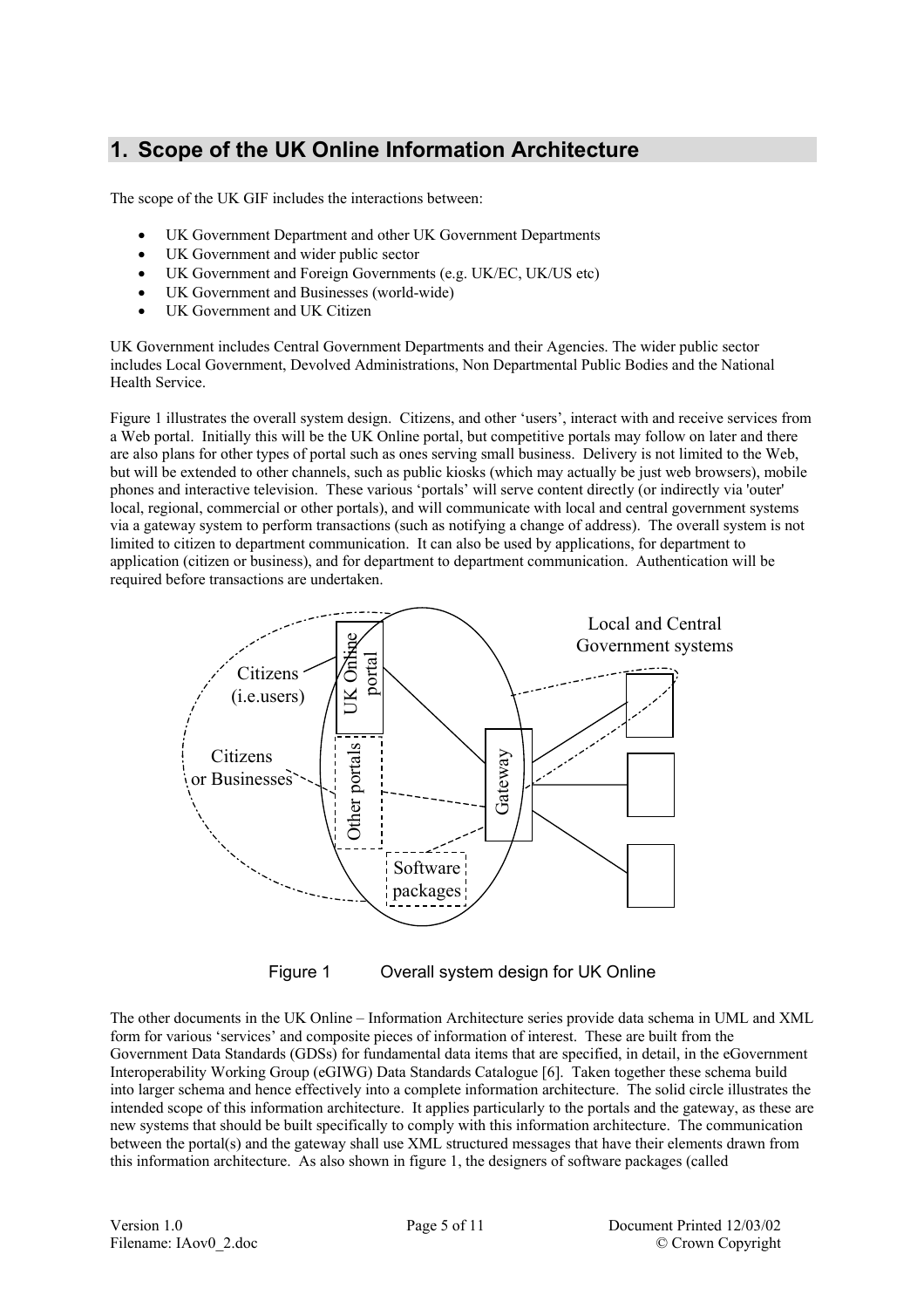# 1. Scope of the UK Online Information Architecture

The scope of the UK GIF includes the interactions between:

- UK Government Department and other UK Government Departments
- UK Government and wider public sector
- UK Government and Foreign Governments (e.g. UK/EC, UK/US etc)
- UK Government and Businesses (world-wide)
- UK Government and UK Citizen

UK Government includes Central Government Departments and their Agencies. The wider public sector includes Local Government, Devolved Administrations, Non Departmental Public Bodies and the National Health Service.

Figure 1 illustrates the overall system design. Citizens, and other 'users', interact with and receive services from a Web portal. Initially this will be the UK Online portal, but competitive portals may follow on later and there are also plans for other types of portal such as ones serving small business. Delivery is not limited to the Web, but will be extended to other channels, such as public kiosks (which may actually be just web browsers), mobile phones and interactive television. These various 'portals' will serve content directly (or indirectly via 'outer' local, regional, commercial or other portals), and will communicate with local and central government systems via a gateway system to perform transactions (such as notifying a change of address). The overall system is not limited to citizen to department communication. It can also be used by applications, for department to application (citizen or business), and for department to department communication. Authentication will be required before transactions are undertaken.

Local and Central Government systems

Citizens (i.e.users)

UK Online portal

Citizens or Businesses

Other portals

Gateway

Software packages

Figure 1 Overall system design for UK Online

The other documents in the UK Online – Information Architecture series provide data schema in UML and XML form for various 'services' and composite pieces of information of interest. These are built from the Government Data Standards (GDSs) for fundamental data items that are specified, in detail, in the eGovernment Interoperability Working Group (eGIWG) Data Standards Catalogue [6]. Taken together these schema build into larger schema and hence effectively into a complete information architecture. The solid circle illustrates the intended scope of this information architecture. It applies particularly to the portals and the gateway, as these are new systems that should be built specifically to comply with this information architecture. The communication between the portal(s) and the gateway shall use XML structured messages that have their elements drawn from this information architecture. As also shown in figure 1, the designers of software packages (called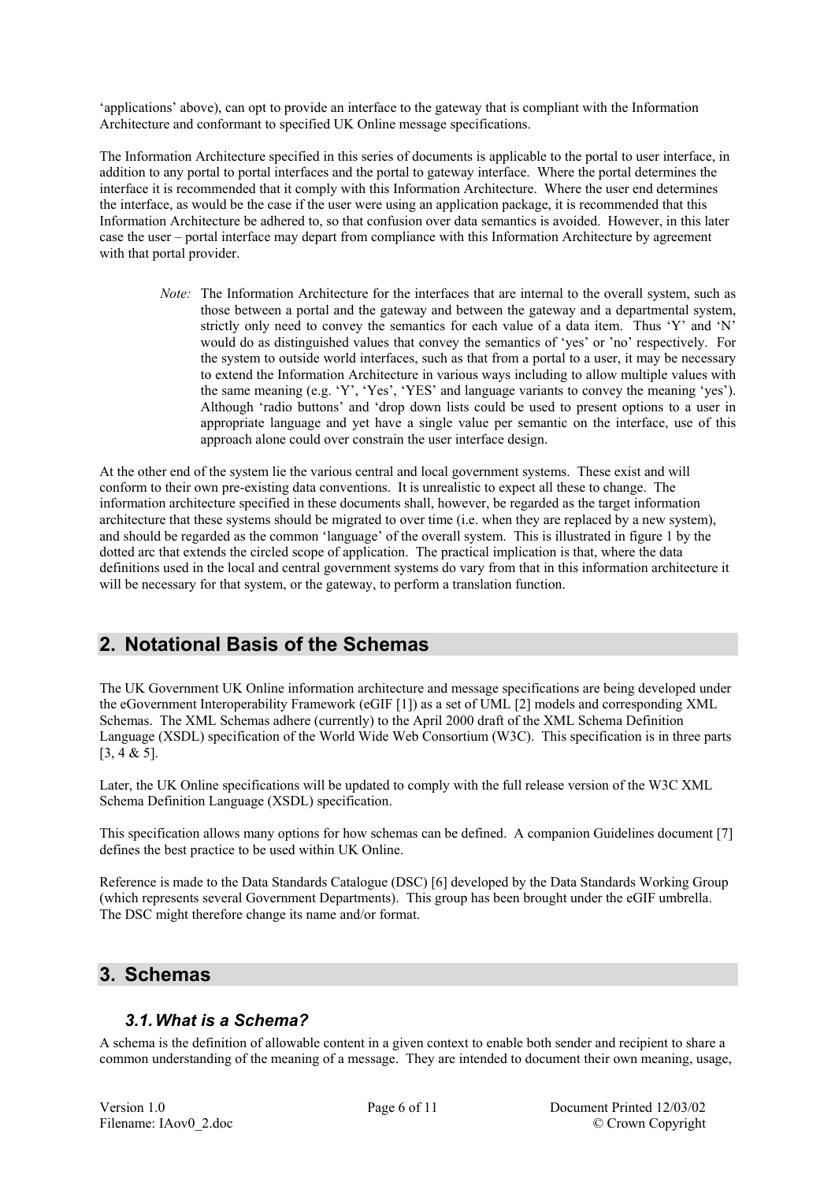'applications' above), can opt to provide an interface to the gateway that is compliant with the Information Architecture and conformant to specified UK Online message specifications.

The Information Architecture specified in this series of documents is applicable to the portal to user interface, in addition to any portal to portal interfaces and the portal to gateway interface. Where the portal determines the interface it is recommended that it comply with this Information Architecture. Where the user end determines the interface, as would be the case if the user were using an application package, it is recommended that this Information Architecture be adhered to, so that confusion over data semantics is avoided. However, in this later case the user – portal interface may depart from compliance with this Information Architecture by agreement with that portal provider.

> *Note:* The Information Architecture for the interfaces that are internal to the overall system, such as those between a portal and the gateway and between the gateway and a departmental system, strictly only need to convey the semantics for each value of a data item. Thus 'Y' and 'N' would do as distinguished values that convey the semantics of 'yes' or 'no' respectively. For the system to outside world interfaces, such as that from a portal to a user, it may be necessary to extend the Information Architecture in various ways including to allow multiple values with the same meaning (e.g. 'Y', 'Yes', 'YES' and language variants to convey the meaning 'yes'). Although 'radio buttons' and 'drop down lists could be used to present options to a user in appropriate language and yet have a single value per semantic on the interface, use of this approach alone could over constrain the user interface design.

At the other end of the system lie the various central and local government systems. These exist and will conform to their own pre-existing data conventions. It is unrealistic to expect all these to change. The information architecture specified in these documents shall, however, be regarded as the target information architecture that these systems should be migrated to over time (i.e. when they are replaced by a new system), and should be regarded as the common 'language' of the overall system. This is illustrated in figure 1 by the dotted arc that extends the circled scope of application. The practical implication is that, where the data definitions used in the local and central government systems do vary from that in this information architecture it will be necessary for that system, or the gateway, to perform a translation function.

## 2. Notational Basis of the Schemas

The UK Government UK Online information architecture and message specifications are being developed under the eGovernment Interoperability Framework (eGIF [1]) as a set of UML [2] models and corresponding XML Schemas. The XML Schemas adhere (currently) to the April 2000 draft of the XML Schema Definition Language (XSDL) specification of the World Wide Web Consortium (W3C). This specification is in three parts [3, 4 & 5].

Later, the UK Online specifications will be updated to comply with the full release version of the W3C XML Schema Definition Language (XSDL) specification.

This specification allows many options for how schemas can be defined. A companion Guidelines document [7] defines the best practice to be used within UK Online.

Reference is made to the Data Standards Catalogue (DSC) [6] developed by the Data Standards Working Group (which represents several Government Departments). This group has been brought under the eGIF umbrella. The DSC might therefore change its name and/or format.

## 3. Schemas

### *3.1. What is a Schema?*

A schema is the definition of allowable content in a given context to enable both sender and recipient to share a common understanding of the meaning of a message. They are intended to document their own meaning, usage,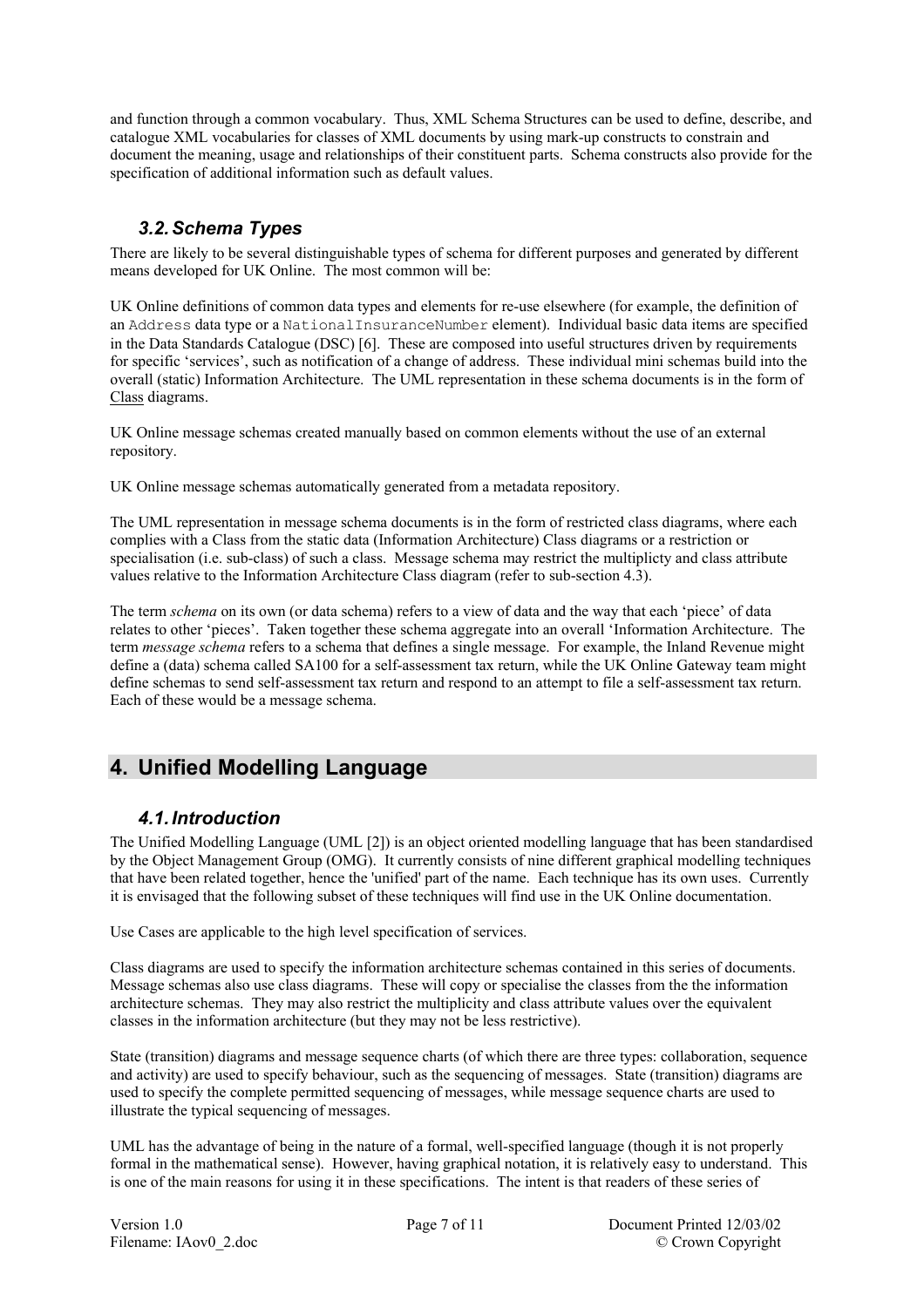and function through a common vocabulary. Thus, XML Schema Structures can be used to define, describe, and catalogue XML vocabularies for classes of XML documents by using mark-up constructs to constrain and document the meaning, usage and relationships of their constituent parts. Schema constructs also provide for the specification of additional information such as default values.

### 3.2. Schema Types

There are likely to be several distinguishable types of schema for different purposes and generated by different means developed for UK Online. The most common will be:

UK Online definitions of common data types and elements for re-use elsewhere (for example, the definition of an `Address` data type or a `NationalInsuranceNumber` element). Individual basic data items are specified in the Data Standards Catalogue (DSC) [6]. These are composed into useful structures driven by requirements for specific 'services', such as notification of a change of address. These individual mini schemas build into the overall (static) Information Architecture. The UML representation in these schema documents is in the form of Class diagrams.

UK Online message schemas created manually based on common elements without the use of an external repository.

UK Online message schemas automatically generated from a metadata repository.

The UML representation in message schema documents is in the form of restricted class diagrams, where each complies with a Class from the static data (Information Architecture) Class diagrams or a restriction or specialisation (i.e. sub-class) of such a class. Message schema may restrict the multiplicty and class attribute values relative to the Information Architecture Class diagram (refer to sub-section 4.3).

The term *schema* on its own (or data schema) refers to a view of data and the way that each 'piece' of data relates to other 'pieces'. Taken together these schema aggregate into an overall 'Information Architecture. The term *message schema* refers to a schema that defines a single message. For example, the Inland Revenue might define a (data) schema called SA100 for a self-assessment tax return, while the UK Online Gateway team might define schemas to send self-assessment tax return and respond to an attempt to file a self-assessment tax return. Each of these would be a message schema.

## 4. Unified Modelling Language

### 4.1. Introduction

The Unified Modelling Language (UML [2]) is an object oriented modelling language that has been standardised by the Object Management Group (OMG). It currently consists of nine different graphical modelling techniques that have been related together, hence the 'unified' part of the name. Each technique has its own uses. Currently it is envisaged that the following subset of these techniques will find use in the UK Online documentation.

Use Cases are applicable to the high level specification of services.

Class diagrams are used to specify the information architecture schemas contained in this series of documents. Message schemas also use class diagrams. These will copy or specialise the classes from the the information architecture schemas. They may also restrict the multiplicity and class attribute values over the equivalent classes in the information architecture (but they may not be less restrictive).

State (transition) diagrams and message sequence charts (of which there are three types: collaboration, sequence and activity) are used to specify behaviour, such as the sequencing of messages. State (transition) diagrams are used to specify the complete permitted sequencing of messages, while message sequence charts are used to illustrate the typical sequencing of messages.

UML has the advantage of being in the nature of a formal, well-specified language (though it is not properly formal in the mathematical sense). However, having graphical notation, it is relatively easy to understand. This is one of the main reasons for using it in these specifications. The intent is that readers of these series of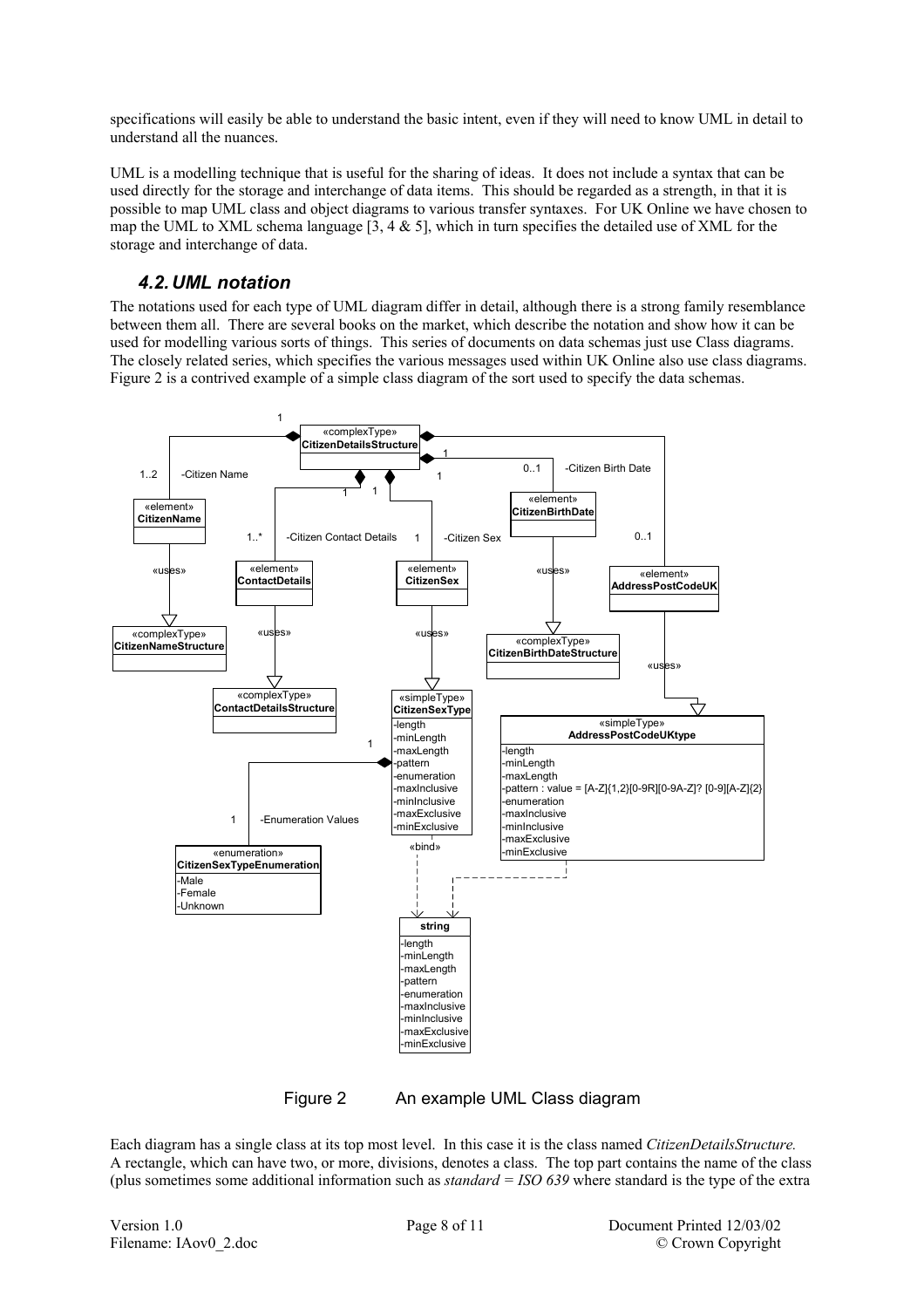specifications will easily be able to understand the basic intent, even if they will need to know UML in detail to understand all the nuances.

UML is a modelling technique that is useful for the sharing of ideas. It does not include a syntax that can be used directly for the storage and interchange of data items. This should be regarded as a strength, in that it is possible to map UML class and object diagrams to various transfer syntaxes. For UK Online we have chosen to map the UML to XML schema language [3, 4 & 5], which in turn specifies the detailed use of XML for the storage and interchange of data.

## 4.2. UML notation

The notations used for each type of UML diagram differ in detail, although there is a strong family resemblance between them all. There are several books on the market, which describe the notation and show how it can be used for modelling various sorts of things. This series of documents on data schemas just use Class diagrams. The closely related series, which specifies the various messages used within UK Online also use class diagrams. Figure 2 is a contrived example of a simple class diagram of the sort used to specify the data schemas.

Figure 2 An example UML Class diagram

Each diagram has a single class at its top most level. In this case it is the class named *CitizenDetailsStructure.* A rectangle, which can have two, or more, divisions, denotes a class. The top part contains the name of the class (plus sometimes some additional information such as *standard = ISO 639* where standard is the type of the extra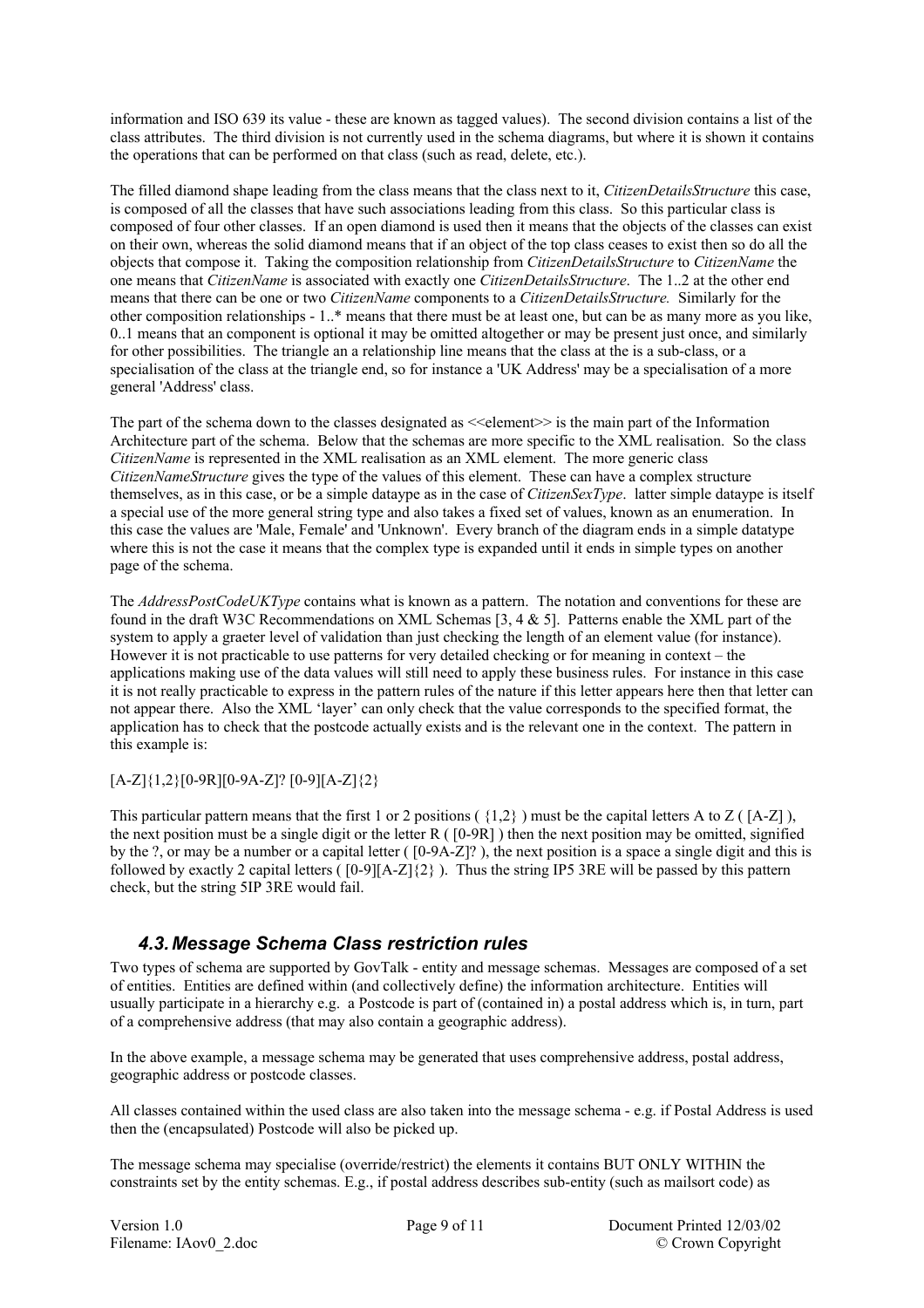information and ISO 639 its value - these are known as tagged values). The second division contains a list of the class attributes. The third division is not currently used in the schema diagrams, but where it is shown it contains the operations that can be performed on that class (such as read, delete, etc.).

The filled diamond shape leading from the class means that the class next to it, *CitizenDetailsStructure* this case, is composed of all the classes that have such associations leading from this class. So this particular class is composed of four other classes. If an open diamond is used then it means that the objects of the classes can exist on their own, whereas the solid diamond means that if an object of the top class ceases to exist then so do all the objects that compose it. Taking the composition relationship from *CitizenDetailsStructure* to *CitizenName* the one means that *CitizenName* is associated with exactly one *CitizenDetailsStructure*. The 1..2 at the other end means that there can be one or two *CitizenName* components to a *CitizenDetailsStructure.* Similarly for the other composition relationships - 1..* means that there must be at least one, but can be as many more as you like, 0..1 means that an component is optional it may be omitted altogether or may be present just once, and similarly for other possibilities. The triangle an a relationship line means that the class at the is a sub-class, or a specialisation of the class at the triangle end, so for instance a 'UK Address' may be a specialisation of a more general 'Address' class.

The part of the schema down to the classes designated as <<element>> is the main part of the Information Architecture part of the schema. Below that the schemas are more specific to the XML realisation. So the class *CitizenName* is represented in the XML realisation as an XML element. The more generic class *CitizenNameStructure* gives the type of the values of this element. These can have a complex structure themselves, as in this case, or be a simple datatype as in the case of *CitizenSexType*. latter simple dataype is itself a special use of the more general string type and also takes a fixed set of values, known as an enumeration. In this case the values are 'Male, Female' and 'Unknown'. Every branch of the diagram ends in a simple datatype where this is not the case it means that the complex type is expanded until it ends in simple types on another page of the schema.

The *AddressPostCodeUKType* contains what is known as a pattern. The notation and conventions for these are found in the draft W3C Recommendations on XML Schemas [3, 4 & 5]. Patterns enable the XML part of the system to apply a graeter level of validation than just checking the length of an element value (for instance). However it is not practicable to use patterns for very detailed checking or for meaning in context – the applications making use of the data values will still need to apply these business rules. For instance in this case it is not really practicable to express in the pattern rules of the nature if this letter appears here then that letter can not appear there. Also the XML 'layer' can only check that the value corresponds to the specified format, the application has to check that the postcode actually exists and is the relevant one in the context. The pattern in this example is:

[A-Z]{1,2}[0-9R][0-9A-Z]? [0-9][A-Z]{2}

This particular pattern means that the first 1 or 2 positions ( {1,2} ) must be the capital letters A to Z ( [A-Z] ), the next position must be a single digit or the letter R ( [0-9R] ) then the next position may be omitted, signified by the ?, or may be a number or a capital letter ( [0-9A-Z]? ), the next position is a space a single digit and this is followed by exactly 2 capital letters ( [0-9][A-Z]{2} ). Thus the string IP5 3RE will be passed by this pattern check, but the string 5IP 3RE would fail.

### 4.3. Message Schema Class restriction rules

Two types of schema are supported by GovTalk - entity and message schemas. Messages are composed of a set of entities. Entities are defined within (and collectively define) the information architecture. Entities will usually participate in a hierarchy e.g. a Postcode is part of (contained in) a postal address which is, in turn, part of a comprehensive address (that may also contain a geographic address).

In the above example, a message schema may be generated that uses comprehensive address, postal address, geographic address or postcode classes.

All classes contained within the used class are also taken into the message schema - e.g. if Postal Address is used then the (encapsulated) Postcode will also be picked up.

The message schema may specialise (override/restrict) the elements it contains BUT ONLY WITHIN the constraints set by the entity schemas. E.g., if postal address describes sub-entity (such as mailsort code) as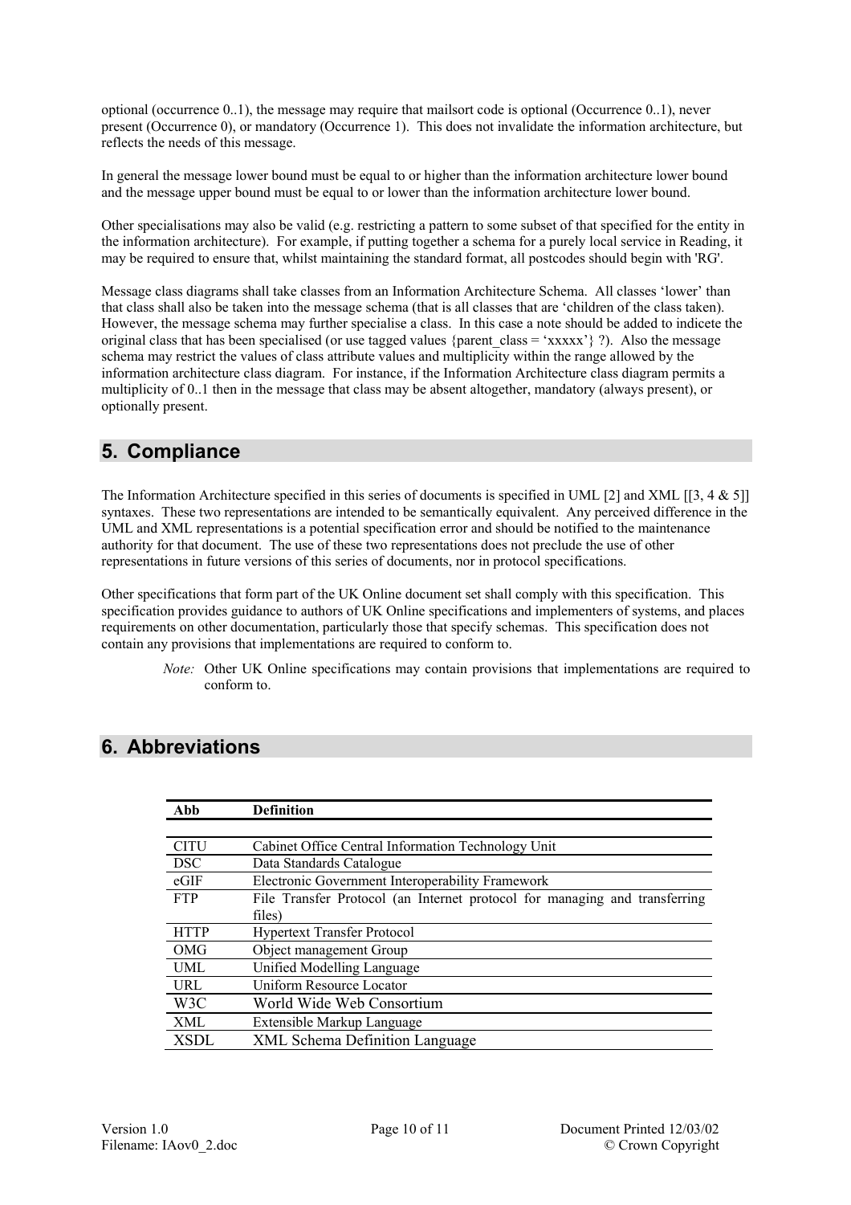optional (occurrence 0..1), the message may require that mailsort code is optional (Occurrence 0..1), never present (Occurrence 0), or mandatory (Occurrence 1). This does not invalidate the information architecture, but reflects the needs of this message.

In general the message lower bound must be equal to or higher than the information architecture lower bound and the message upper bound must be equal to or lower than the information architecture lower bound.

Other specialisations may also be valid (e.g. restricting a pattern to some subset of that specified for the entity in the information architecture). For example, if putting together a schema for a purely local service in Reading, it may be required to ensure that, whilst maintaining the standard format, all postcodes should begin with 'RG'.

Message class diagrams shall take classes from an Information Architecture Schema. All classes 'lower' than that class shall also be taken into the message schema (that is all classes that are 'children of the class taken). However, the message schema may further specialise a class. In this case a note should be added to indicete the original class that has been specialised (or use tagged values {parent_class = 'xxxxx'} ?). Also the message schema may restrict the values of class attribute values and multiplicity within the range allowed by the information architecture class diagram. For instance, if the Information Architecture class diagram permits a multiplicity of 0..1 then in the message that class may be absent altogether, mandatory (always present), or optionally present.

# 5. Compliance

The Information Architecture specified in this series of documents is specified in UML [2] and XML [[3, 4 & 5]] syntaxes. These two representations are intended to be semantically equivalent. Any perceived difference in the UML and XML representations is a potential specification error and should be notified to the maintenance authority for that document. The use of these two representations does not preclude the use of other representations in future versions of this series of documents, nor in protocol specifications.

Other specifications that form part of the UK Online document set shall comply with this specification. This specification provides guidance to authors of UK Online specifications and implementers of systems, and places requirements on other documentation, particularly those that specify schemas. This specification does not contain any provisions that implementations are required to conform to.

> *Note:* Other UK Online specifications may contain provisions that implementations are required to conform to.

# 6. Abbreviations

| Abb | Definition |
|---|---|
| CITU | Cabinet Office Central Information Technology Unit |
| DSC | Data Standards Catalogue |
| eGIF | Electronic Government Interoperability Framework |
| FTP | File Transfer Protocol (an Internet protocol for managing and transferring files) |
| HTTP | Hypertext Transfer Protocol |
| OMG | Object management Group |
| UML | Unified Modelling Language |
| URL | Uniform Resource Locator |
| W3C | World Wide Web Consortium |
| XML | Extensible Markup Language |
| XSDL | XML Schema Definition Language |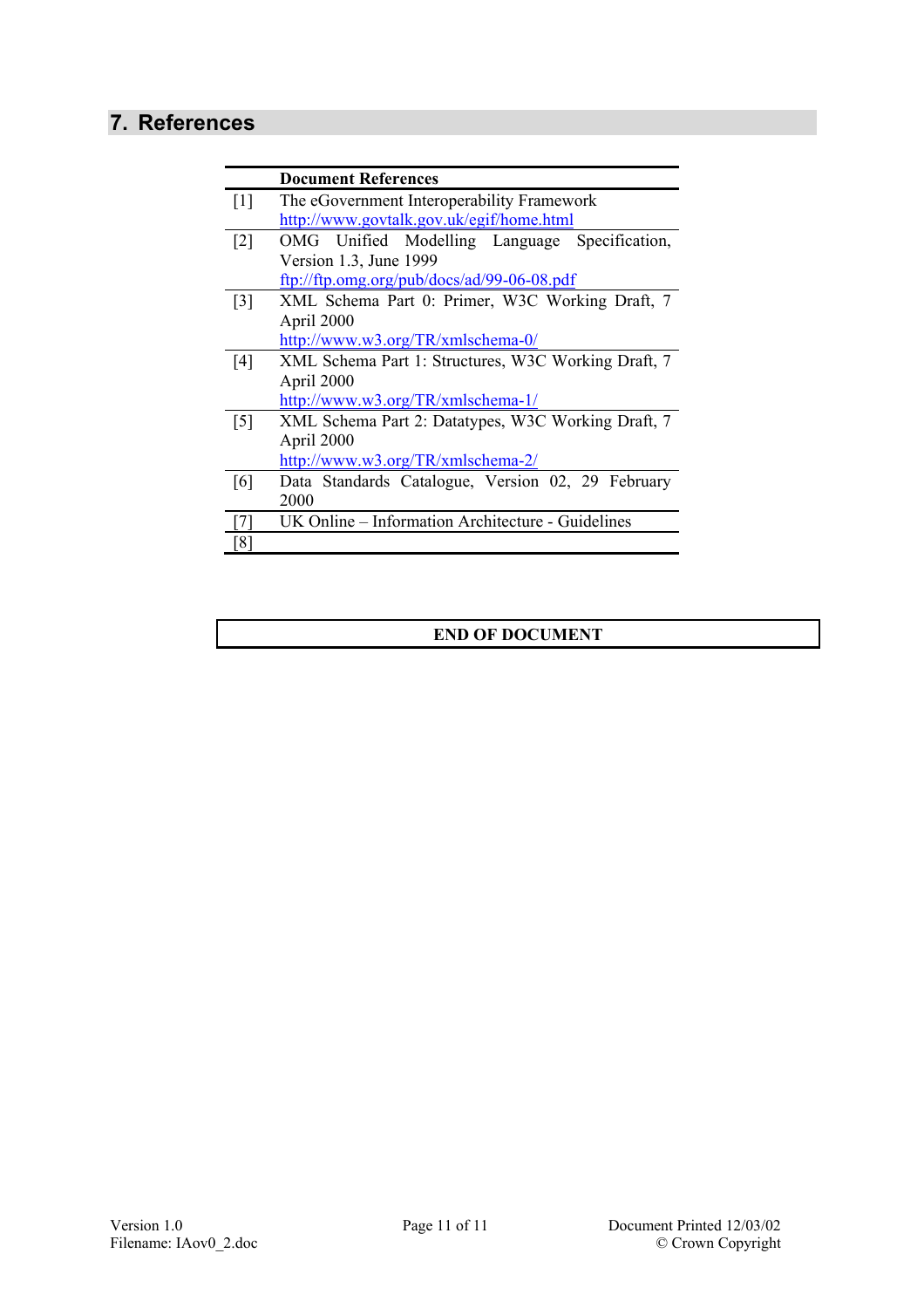## 7. References

| | Document References |
|---|---|
| [1] | The eGovernment Interoperability Framework http://www.govtalk.gov.uk/egif/home.html |
| [2] | OMG Unified Modelling Language Specification, Version 1.3, June 1999 ftp://ftp.omg.org/pub/docs/ad/99-06-08.pdf |
| [3] | XML Schema Part 0: Primer, W3C Working Draft, 7 April 2000 http://www.w3.org/TR/xmlschema-0/ |
| [4] | XML Schema Part 1: Structures, W3C Working Draft, 7 April 2000 http://www.w3.org/TR/xmlschema-1/ |
| [5] | XML Schema Part 2: Datatypes, W3C Working Draft, 7 April 2000 http://www.w3.org/TR/xmlschema-2/ |
| [6] | Data Standards Catalogue, Version 02, 29 February 2000 |
| [7] | UK Online – Information Architecture - Guidelines |
| [8] | |

**END OF DOCUMENT**